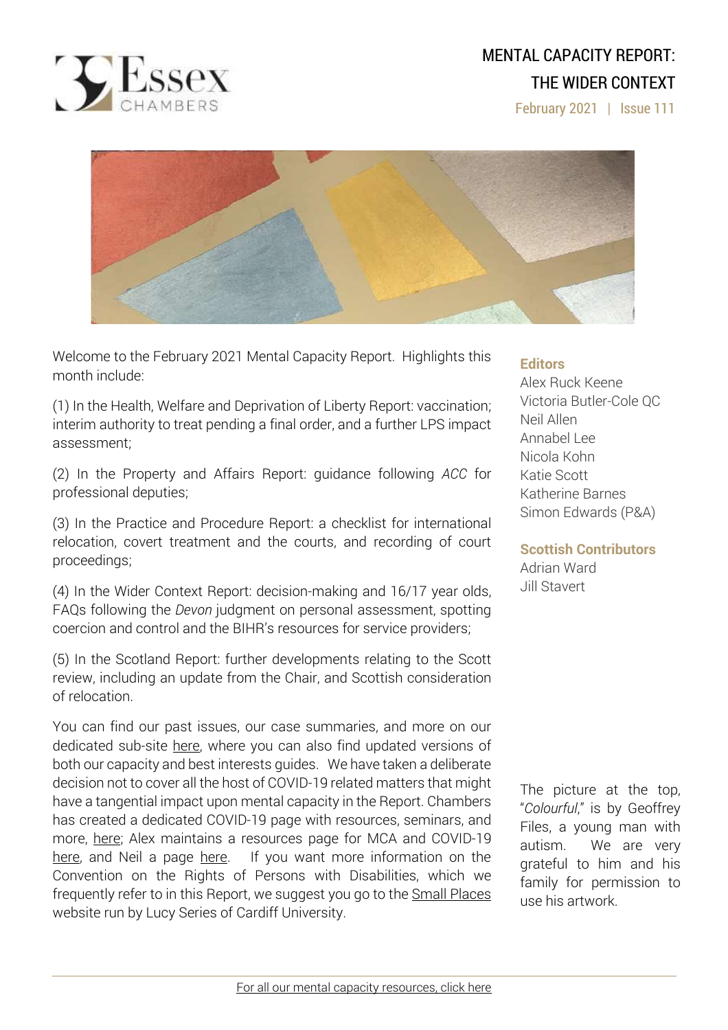# MENTAL CAPACITY REPORT: THE WIDER CONTEXT

February 2021 | Issue 111

Welcome to the February 2021 Mental Capacity Report. Highlights this month include:

(1) In the Health, Welfare and Deprivation of Liberty Report: vaccination; interim authority to treat pending a final order, and a further LPS impact assessment;

(2) In the Property and Affairs Report: guidance following *ACC* for professional deputies;

(3) In the Practice and Procedure Report: a checklist for international relocation, covert treatment and the courts, and recording of court proceedings;

(4) In the Wider Context Report: decision-making and 16/17 year olds, FAQs following the *Devon* judgment on personal assessment, spotting coercion and control and the BIHR's resources for service providers;

(5) In the Scotland Report: further developments relating to the Scott review, including an update from the Chair, and Scottish consideration of relocation.

You can find our past issues, our case summaries, and more on our dedicated sub-site here, where you can also find updated versions of both our capacity and best interests guides. We have taken a deliberate decision not to cover all the host of COVID-19 related matters that might have a tangential impact upon mental capacity in the Report. Chambers has created a dedicated COVID-19 page with resources, seminars, and more, here; Alex maintains a resources page for MCA and COVID-19 here, and Neil a page here. If you want more information on the Convention on the Rights of Persons with Disabilities, which we frequently refer to in this Report, we suggest you go to the Small Places website run by Lucy Series of Cardiff University.

**Editors**

Alex Ruck Keene
Victoria Butler-Cole QC
Neil Allen
Annabel Lee
Nicola Kohn
Katie Scott
Katherine Barnes
Simon Edwards (P&A)

**Scottish Contributors**

Adrian Ward
Jill Stavert

The picture at the top, "*Colourful*," is by Geoffrey Files, a young man with autism. We are very grateful to him and his family for permission to use his artwork.

For all our mental capacity resources, click here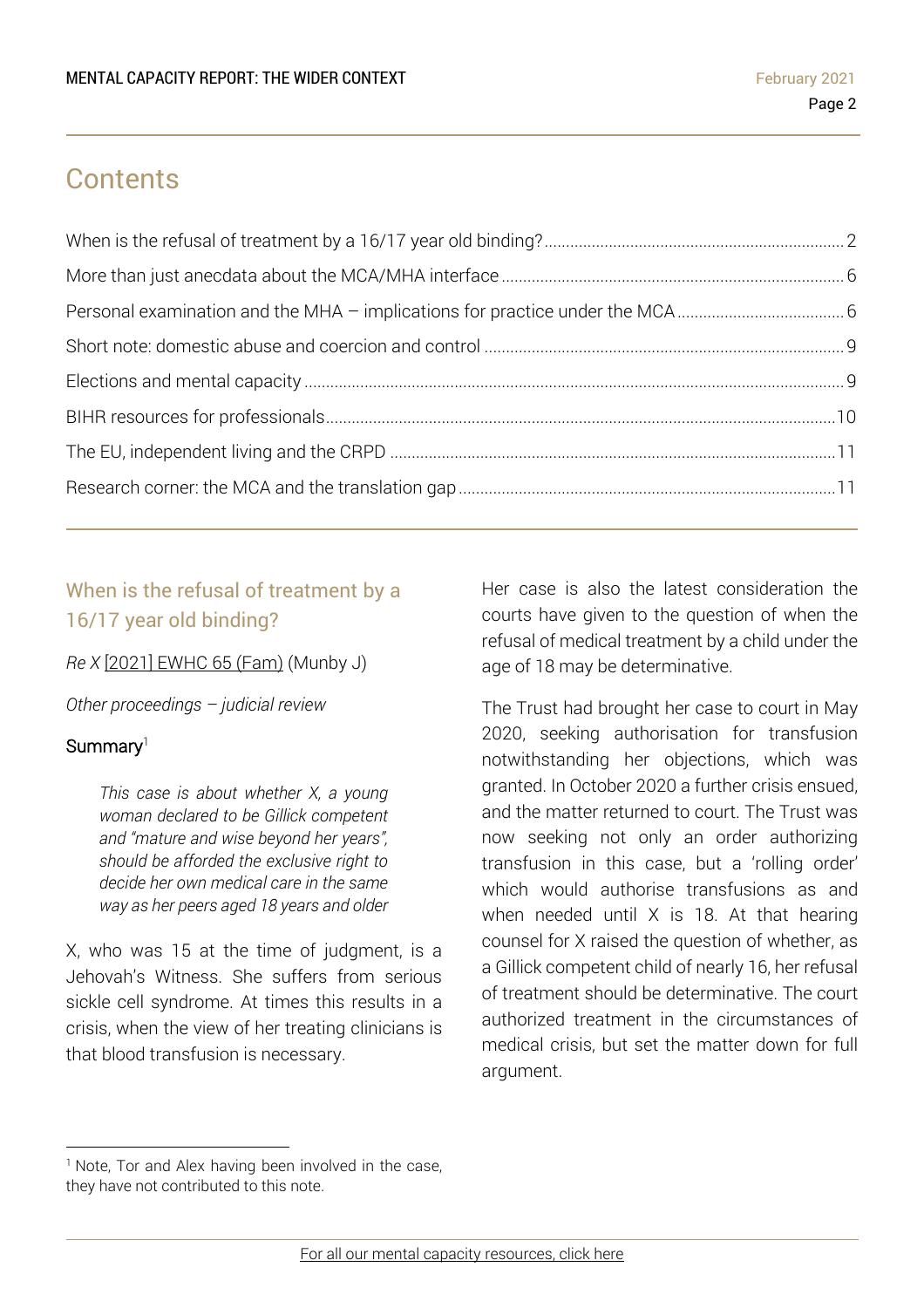## Contents

When is the refusal of treatment by a 16/17 year old binding? ..... 2
More than just anecdata about the MCA/MHA interface ..... 6
Personal examination and the MHA – implications for practice under the MCA ..... 6
Short note: domestic abuse and coercion and control ..... 9
Elections and mental capacity ..... 9
BIHR resources for professionals ..... 10
The EU, independent living and the CRPD ..... 11
Research corner: the MCA and the translation gap ..... 11

## When is the refusal of treatment by a 16/17 year old binding?

*Re X* [2021] EWHC 65 (Fam) (Munby J)

*Other proceedings – judicial review*

### Summary[1]

> *This case is about whether X, a young woman declared to be Gillick competent and "mature and wise beyond her years", should be afforded the exclusive right to decide her own medical care in the same way as her peers aged 18 years and older*

X, who was 15 at the time of judgment, is a Jehovah's Witness. She suffers from serious sickle cell syndrome. At times this results in a crisis, when the view of her treating clinicians is that blood transfusion is necessary.

Her case is also the latest consideration the courts have given to the question of when the refusal of medical treatment by a child under the age of 18 may be determinative.

The Trust had brought her case to court in May 2020, seeking authorisation for transfusion notwithstanding her objections, which was granted. In October 2020 a further crisis ensued, and the matter returned to court. The Trust was now seeking not only an order authorizing transfusion in this case, but a 'rolling order' which would authorise transfusions as and when needed until X is 18. At that hearing counsel for X raised the question of whether, as a Gillick competent child of nearly 16, her refusal of treatment should be determinative. The court authorized treatment in the circumstances of medical crisis, but set the matter down for full argument.

[1] Note, Tor and Alex having been involved in the case, they have not contributed to this note.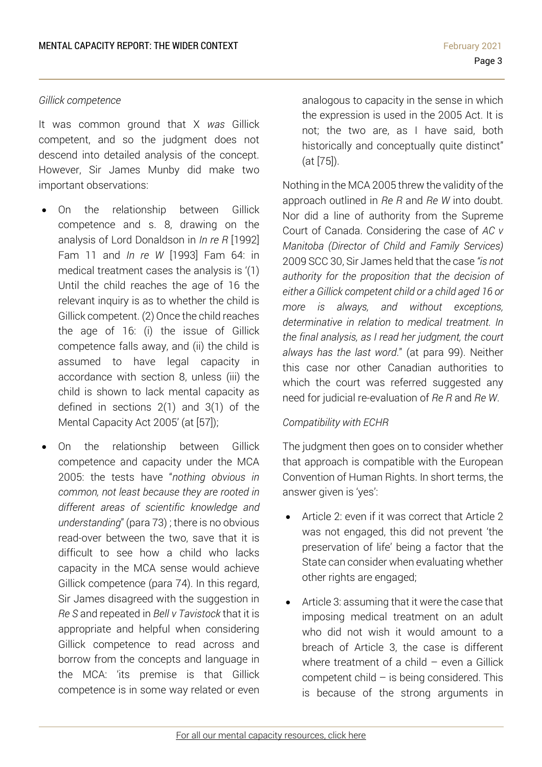*Gillick competence*

It was common ground that X *was* Gillick competent, and so the judgment does not descend into detailed analysis of the concept. However, Sir James Munby did make two important observations:

- On the relationship between Gillick competence and s. 8, drawing on the analysis of Lord Donaldson in *In re R* [1992] Fam 11 and *In re W* [1993] Fam 64: in medical treatment cases the analysis is '(1) Until the child reaches the age of 16 the relevant inquiry is as to whether the child is Gillick competent. (2) Once the child reaches the age of 16: (i) the issue of Gillick competence falls away, and (ii) the child is assumed to have legal capacity in accordance with section 8, unless (iii) the child is shown to lack mental capacity as defined in sections 2(1) and 3(1) of the Mental Capacity Act 2005' (at [57]);
- On the relationship between Gillick competence and capacity under the MCA 2005: the tests have "*nothing obvious in common, not least because they are rooted in different areas of scientific knowledge and understanding*" (para 73) ; there is no obvious read-over between the two, save that it is difficult to see how a child who lacks capacity in the MCA sense would achieve Gillick competence (para 74). In this regard, Sir James disagreed with the suggestion in *Re S* and repeated in *Bell v Tavistock* that it is appropriate and helpful when considering Gillick competence to read across and borrow from the concepts and language in the MCA: 'its premise is that Gillick competence is in some way related or even analogous to capacity in the sense in which the expression is used in the 2005 Act. It is not; the two are, as I have said, both historically and conceptually quite distinct" (at [75]).

Nothing in the MCA 2005 threw the validity of the approach outlined in *Re R* and *Re W* into doubt. Nor did a line of authority from the Supreme Court of Canada. Considering the case of *AC v Manitoba (Director of Child and Family Services)* 2009 SCC 30, Sir James held that the case *"is not authority for the proposition that the decision of either a Gillick competent child or a child aged 16 or more is always, and without exceptions, determinative in relation to medical treatment. In the final analysis, as I read her judgment, the court always has the last word*." (at para 99). Neither this case nor other Canadian authorities to which the court was referred suggested any need for judicial re-evaluation of *Re R* and *Re W*.

*Compatibility with ECHR*

The judgment then goes on to consider whether that approach is compatible with the European Convention of Human Rights. In short terms, the answer given is 'yes':

- Article 2: even if it was correct that Article 2 was not engaged, this did not prevent 'the preservation of life' being a factor that the State can consider when evaluating whether other rights are engaged;
- Article 3: assuming that it were the case that imposing medical treatment on an adult who did not wish it would amount to a breach of Article 3, the case is different where treatment of a child – even a Gillick competent child – is being considered. This is because of the strong arguments in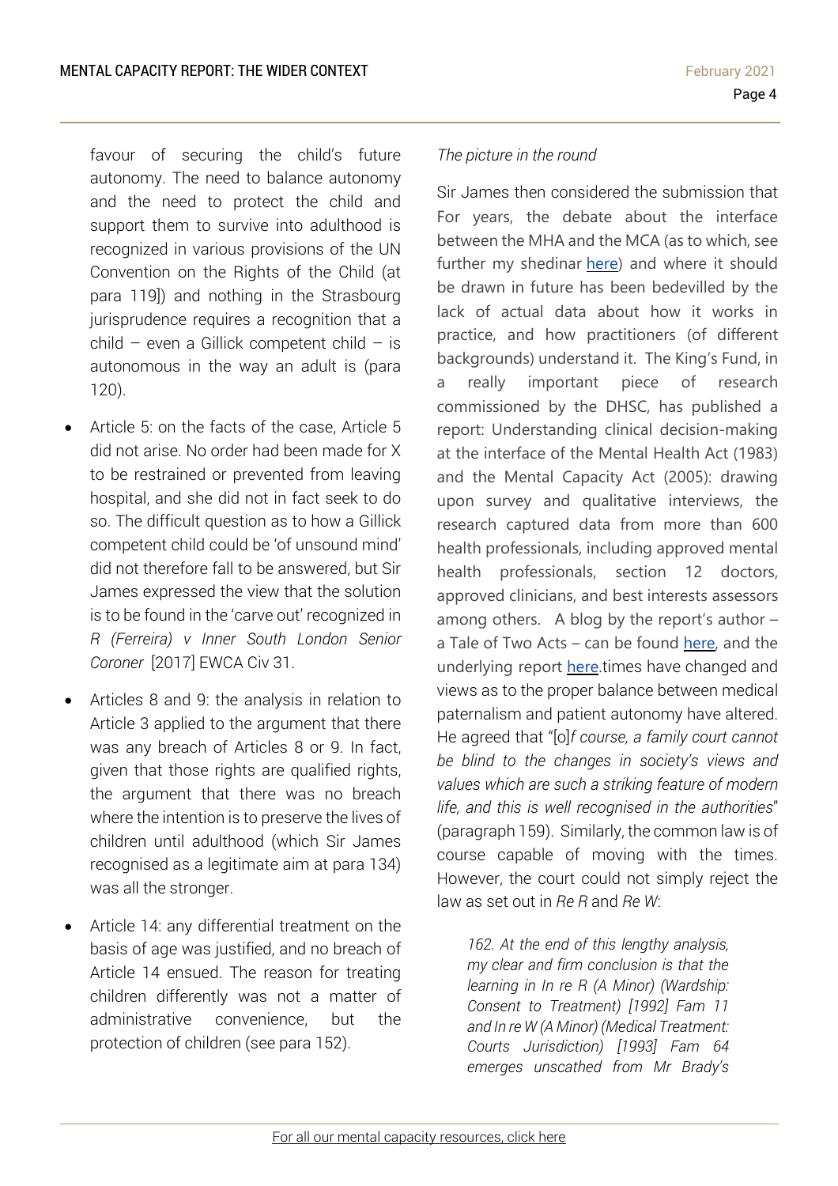favour of securing the child's future autonomy. The need to balance autonomy and the need to protect the child and support them to survive into adulthood is recognized in various provisions of the UN Convention on the Rights of the Child (at para 119]) and nothing in the Strasbourg jurisprudence requires a recognition that a child – even a Gillick competent child – is autonomous in the way an adult is (para 120).

- Article 5: on the facts of the case, Article 5 did not arise. No order had been made for X to be restrained or prevented from leaving hospital, and she did not in fact seek to do so. The difficult question as to how a Gillick competent child could be 'of unsound mind' did not therefore fall to be answered, but Sir James expressed the view that the solution is to be found in the 'carve out' recognized in *R (Ferreira) v Inner South London Senior Coroner* [2017] EWCA Civ 31.
- Articles 8 and 9: the analysis in relation to Article 3 applied to the argument that there was any breach of Articles 8 or 9. In fact, given that those rights are qualified rights, the argument that there was no breach where the intention is to preserve the lives of children until adulthood (which Sir James recognised as a legitimate aim at para 134) was all the stronger.
- Article 14: any differential treatment on the basis of age was justified, and no breach of Article 14 ensued. The reason for treating children differently was not a matter of administrative convenience, but the protection of children (see para 152).

*The picture in the round*

Sir James then considered the submission that For years, the debate about the interface between the MHA and the MCA (as to which, see further my shedinar here) and where it should be drawn in future has been bedevilled by the lack of actual data about how it works in practice, and how practitioners (of different backgrounds) understand it. The King's Fund, in a really important piece of research commissioned by the DHSC, has published a report: Understanding clinical decision-making at the interface of the Mental Health Act (1983) and the Mental Capacity Act (2005): drawing upon survey and qualitative interviews, the research captured data from more than 600 health professionals, including approved mental health professionals, section 12 doctors, approved clinicians, and best interests assessors among others. A blog by the report's author – a Tale of Two Acts – can be found here, and the underlying report here.times have changed and views as to the proper balance between medical paternalism and patient autonomy have altered. He agreed that "[o]*f course, a family court cannot be blind to the changes in society's views and values which are such a striking feature of modern life, and this is well recognised in the authorities*" (paragraph 159). Similarly, the common law is of course capable of moving with the times. However, the court could not simply reject the law as set out in *Re R* and *Re W*:

> *162. At the end of this lengthy analysis, my clear and firm conclusion is that the learning in In re R (A Minor) (Wardship: Consent to Treatment) [1992] Fam 11 and In re W (A Minor) (Medical Treatment: Courts Jurisdiction) [1993] Fam 64 emerges unscathed from Mr Brady's*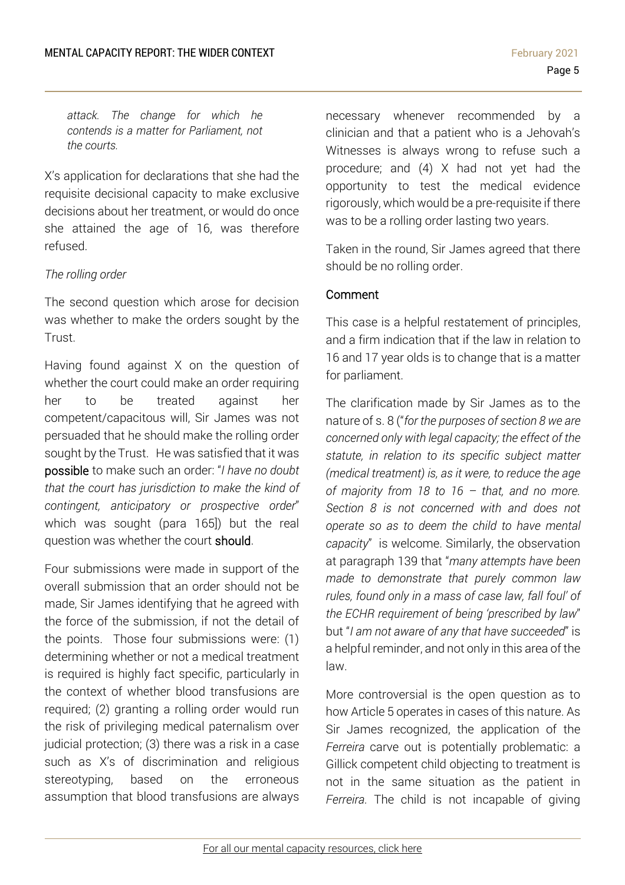*attack. The change for which he contends is a matter for Parliament, not the courts.*

X's application for declarations that she had the requisite decisional capacity to make exclusive decisions about her treatment, or would do once she attained the age of 16, was therefore refused.

*The rolling order*

The second question which arose for decision was whether to make the orders sought by the Trust.

Having found against X on the question of whether the court could make an order requiring her to be treated against her competent/capacitous will, Sir James was not persuaded that he should make the rolling order sought by the Trust. He was satisfied that it was **possible** to make such an order: "*I have no doubt that the court has jurisdiction to make the kind of contingent, anticipatory or prospective order*" which was sought (para 165]) but the real question was whether the court **should**.

Four submissions were made in support of the overall submission that an order should not be made, Sir James identifying that he agreed with the force of the submission, if not the detail of the points. Those four submissions were: (1) determining whether or not a medical treatment is required is highly fact specific, particularly in the context of whether blood transfusions are required; (2) granting a rolling order would run the risk of privileging medical paternalism over judicial protection; (3) there was a risk in a case such as X's of discrimination and religious stereotyping, based on the erroneous assumption that blood transfusions are always necessary whenever recommended by a clinician and that a patient who is a Jehovah's Witnesses is always wrong to refuse such a procedure; and (4) X had not yet had the opportunity to test the medical evidence rigorously, which would be a pre-requisite if there was to be a rolling order lasting two years.

Taken in the round, Sir James agreed that there should be no rolling order.

### Comment

This case is a helpful restatement of principles, and a firm indication that if the law in relation to 16 and 17 year olds is to change that is a matter for parliament.

The clarification made by Sir James as to the nature of s. 8 ("*for the purposes of section 8 we are concerned only with legal capacity; the effect of the statute, in relation to its specific subject matter (medical treatment) is, as it were, to reduce the age of majority from 18 to 16 – that, and no more. Section 8 is not concerned with and does not operate so as to deem the child to have mental capacity*" is welcome. Similarly, the observation at paragraph 139 that "*many attempts have been made to demonstrate that purely common law rules, found only in a mass of case law, fall foul' of the ECHR requirement of being 'prescribed by law*" but "*I am not aware of any that have succeeded*" is a helpful reminder, and not only in this area of the law.

More controversial is the open question as to how Article 5 operates in cases of this nature. As Sir James recognized, the application of the *Ferreira* carve out is potentially problematic: a Gillick competent child objecting to treatment is not in the same situation as the patient in *Ferreira*. The child is not incapable of giving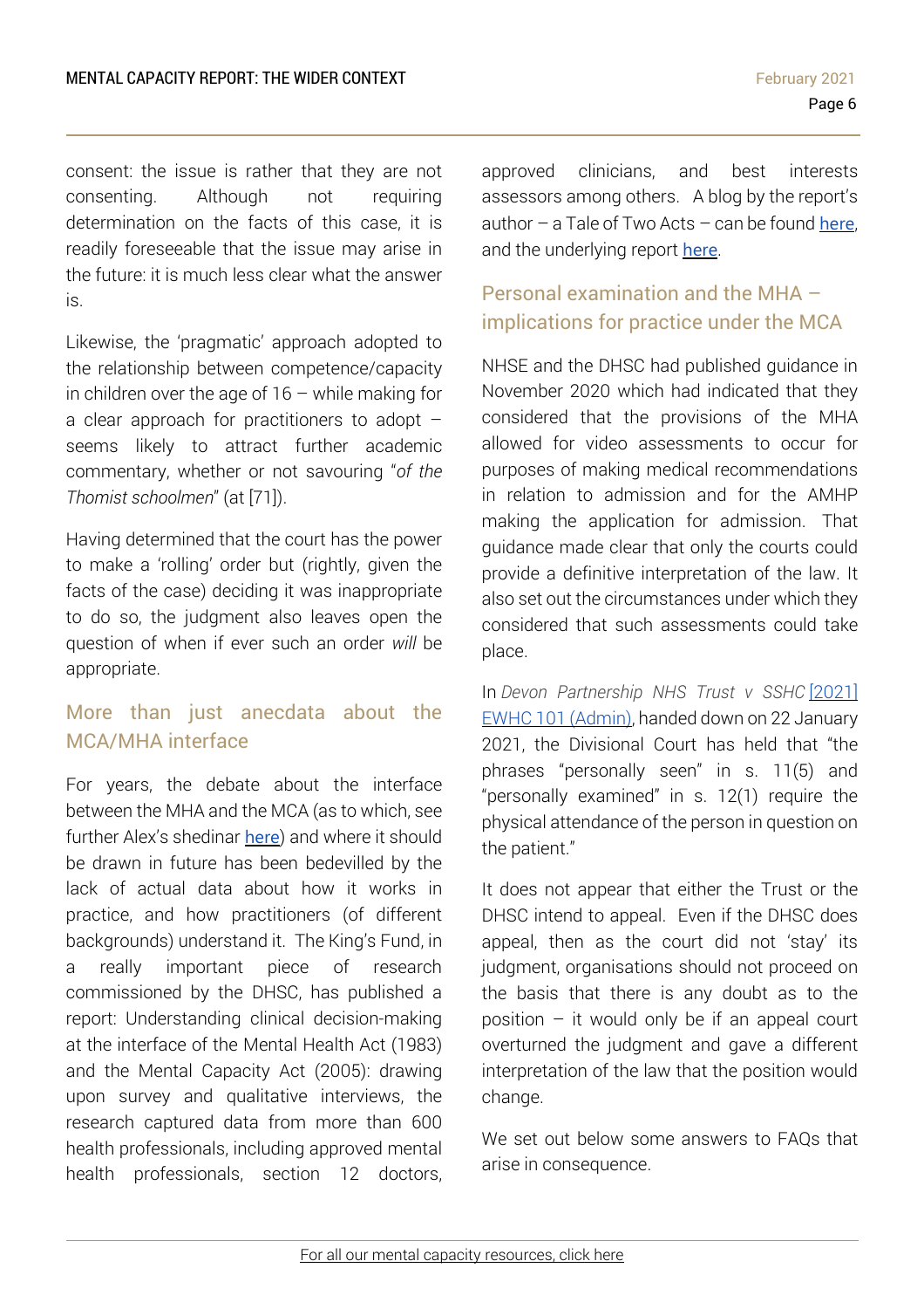consent: the issue is rather that they are not consenting. Although not requiring determination on the facts of this case, it is readily foreseeable that the issue may arise in the future: it is much less clear what the answer is.

Likewise, the 'pragmatic' approach adopted to the relationship between competence/capacity in children over the age of 16 – while making for a clear approach for practitioners to adopt – seems likely to attract further academic commentary, whether or not savouring "*of the Thomist schoolmen*" (at [71]).

Having determined that the court has the power to make a 'rolling' order but (rightly, given the facts of the case) deciding it was inappropriate to do so, the judgment also leaves open the question of when if ever such an order *will* be appropriate.

## More than just anecdata about the MCA/MHA interface

For years, the debate about the interface between the MHA and the MCA (as to which, see further Alex's shedinar here) and where it should be drawn in future has been bedevilled by the lack of actual data about how it works in practice, and how practitioners (of different backgrounds) understand it. The King's Fund, in a really important piece of research commissioned by the DHSC, has published a report: Understanding clinical decision-making at the interface of the Mental Health Act (1983) and the Mental Capacity Act (2005): drawing upon survey and qualitative interviews, the research captured data from more than 600 health professionals, including approved mental health professionals, section 12 doctors, approved clinicians, and best interests assessors among others. A blog by the report's author – a Tale of Two Acts – can be found here, and the underlying report here.

## Personal examination and the MHA – implications for practice under the MCA

NHSE and the DHSC had published guidance in November 2020 which had indicated that they considered that the provisions of the MHA allowed for video assessments to occur for purposes of making medical recommendations in relation to admission and for the AMHP making the application for admission. That guidance made clear that only the courts could provide a definitive interpretation of the law. It also set out the circumstances under which they considered that such assessments could take place.

In *Devon Partnership NHS Trust v SSHC* [2021] EWHC 101 (Admin), handed down on 22 January 2021, the Divisional Court has held that "the phrases "personally seen" in s. 11(5) and "personally examined" in s. 12(1) require the physical attendance of the person in question on the patient."

It does not appear that either the Trust or the DHSC intend to appeal. Even if the DHSC does appeal, then as the court did not 'stay' its judgment, organisations should not proceed on the basis that there is any doubt as to the position – it would only be if an appeal court overturned the judgment and gave a different interpretation of the law that the position would change.

We set out below some answers to FAQs that arise in consequence.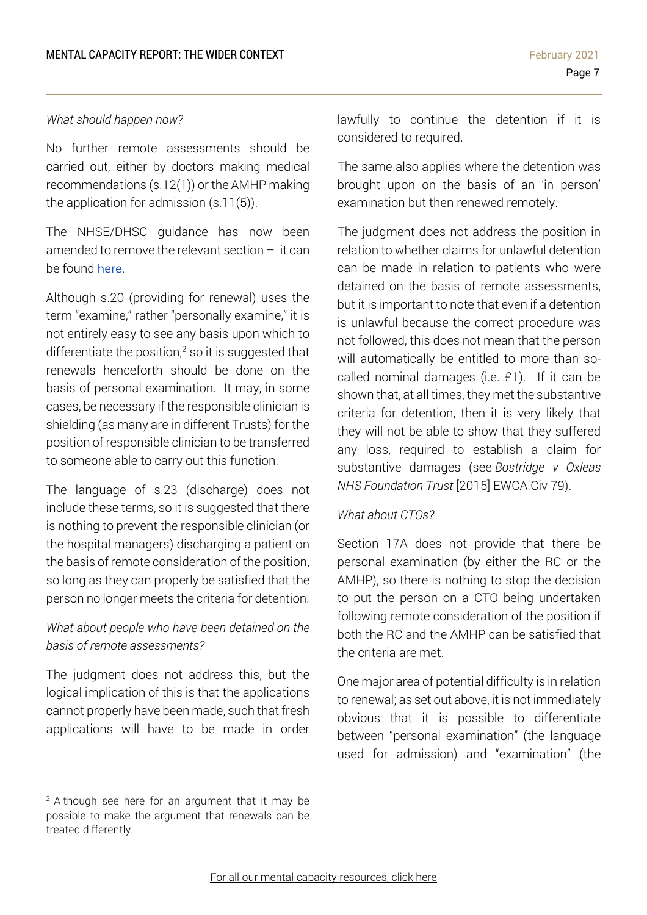*What should happen now?*

No further remote assessments should be carried out, either by doctors making medical recommendations (s.12(1)) or the AMHP making the application for admission (s.11(5)).

The NHSE/DHSC guidance has now been amended to remove the relevant section – it can be found here.

Although s.20 (providing for renewal) uses the term "examine," rather "personally examine," it is not entirely easy to see any basis upon which to differentiate the position,[2] so it is suggested that renewals henceforth should be done on the basis of personal examination. It may, in some cases, be necessary if the responsible clinician is shielding (as many are in different Trusts) for the position of responsible clinician to be transferred to someone able to carry out this function.

The language of s.23 (discharge) does not include these terms, so it is suggested that there is nothing to prevent the responsible clinician (or the hospital managers) discharging a patient on the basis of remote consideration of the position, so long as they can properly be satisfied that the person no longer meets the criteria for detention.

*What about people who have been detained on the basis of remote assessments?*

The judgment does not address this, but the logical implication of this is that the applications cannot properly have been made, such that fresh applications will have to be made in order lawfully to continue the detention if it is considered to required.

The same also applies where the detention was brought upon on the basis of an 'in person' examination but then renewed remotely.

The judgment does not address the position in relation to whether claims for unlawful detention can be made in relation to patients who were detained on the basis of remote assessments, but it is important to note that even if a detention is unlawful because the correct procedure was not followed, this does not mean that the person will automatically be entitled to more than so-called nominal damages (i.e. £1). If it can be shown that, at all times, they met the substantive criteria for detention, then it is very likely that they will not be able to show that they suffered any loss, required to establish a claim for substantive damages (see *Bostridge v Oxleas NHS Foundation Trust* [2015] EWCA Civ 79).

*What about CTOs?*

Section 17A does not provide that there be personal examination (by either the RC or the AMHP), so there is nothing to stop the decision to put the person on a CTO being undertaken following remote consideration of the position if both the RC and the AMHP can be satisfied that the criteria are met.

One major area of potential difficulty is in relation to renewal; as set out above, it is not immediately obvious that it is possible to differentiate between "personal examination" (the language used for admission) and "examination" (the

[2] Although see here for an argument that it may be possible to make the argument that renewals can be treated differently.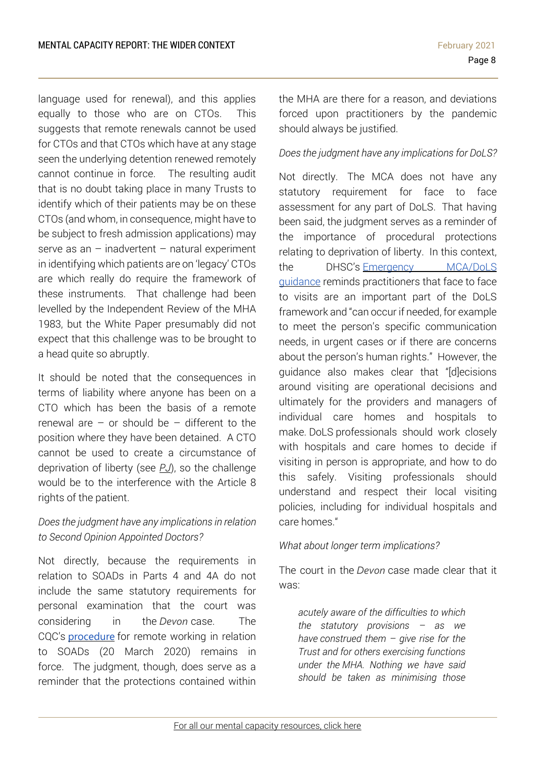language used for renewal), and this applies equally to those who are on CTOs. This suggests that remote renewals cannot be used for CTOs and that CTOs which have at any stage seen the underlying detention renewed remotely cannot continue in force. The resulting audit that is no doubt taking place in many Trusts to identify which of their patients may be on these CTOs (and whom, in consequence, might have to be subject to fresh admission applications) may serve as an – inadvertent – natural experiment in identifying which patients are on 'legacy' CTOs are which really do require the framework of these instruments. That challenge had been levelled by the Independent Review of the MHA 1983, but the White Paper presumably did not expect that this challenge was to be brought to a head quite so abruptly.

It should be noted that the consequences in terms of liability where anyone has been on a CTO which has been the basis of a remote renewal are – or should be – different to the position where they have been detained. A CTO cannot be used to create a circumstance of deprivation of liberty (see *PJ*), so the challenge would be to the interference with the Article 8 rights of the patient.

*Does the judgment have any implications in relation to Second Opinion Appointed Doctors?*

Not directly, because the requirements in relation to SOADs in Parts 4 and 4A do not include the same statutory requirements for personal examination that the court was considering in the *Devon* case. The CQC's procedure for remote working in relation to SOADs (20 March 2020) remains in force. The judgment, though, does serve as a reminder that the protections contained within the MHA are there for a reason, and deviations forced upon practitioners by the pandemic should always be justified.

*Does the judgment have any implications for DoLS?*

Not directly. The MCA does not have any statutory requirement for face to face assessment for any part of DoLS. That having been said, the judgment serves as a reminder of the importance of procedural protections relating to deprivation of liberty. In this context, the DHSC's Emergency MCA/DoLS guidance reminds practitioners that face to face to visits are an important part of the DoLS framework and "can occur if needed, for example to meet the person's specific communication needs, in urgent cases or if there are concerns about the person's human rights." However, the guidance also makes clear that "[d]ecisions around visiting are operational decisions and ultimately for the providers and managers of individual care homes and hospitals to make. DoLS professionals should work closely with hospitals and care homes to decide if visiting in person is appropriate, and how to do this safely. Visiting professionals should understand and respect their local visiting policies, including for individual hospitals and care homes."

*What about longer term implications?*

The court in the *Devon* case made clear that it was:

> *acutely aware of the difficulties to which the statutory provisions – as we have construed them – give rise for the Trust and for others exercising functions under the MHA. Nothing we have said should be taken as minimising those*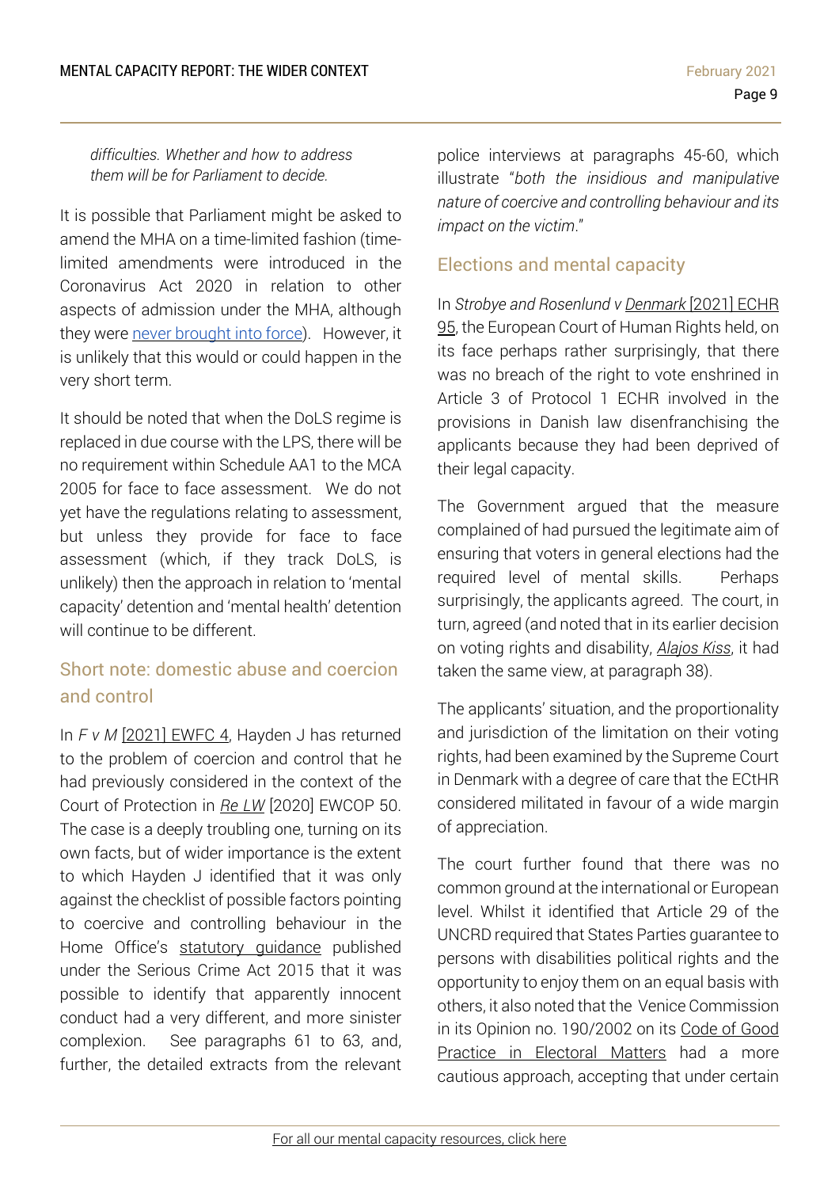*difficulties. Whether and how to address them will be for Parliament to decide.*

It is possible that Parliament might be asked to amend the MHA on a time-limited fashion (time-limited amendments were introduced in the Coronavirus Act 2020 in relation to other aspects of admission under the MHA, although they were never brought into force). However, it is unlikely that this would or could happen in the very short term.

It should be noted that when the DoLS regime is replaced in due course with the LPS, there will be no requirement within Schedule AA1 to the MCA 2005 for face to face assessment. We do not yet have the regulations relating to assessment, but unless they provide for face to face assessment (which, if they track DoLS, is unlikely) then the approach in relation to 'mental capacity' detention and 'mental health' detention will continue to be different.

## Short note: domestic abuse and coercion and control

In *F v M* [2021] EWFC 4, Hayden J has returned to the problem of coercion and control that he had previously considered in the context of the Court of Protection in *Re LW* [2020] EWCOP 50. The case is a deeply troubling one, turning on its own facts, but of wider importance is the extent to which Hayden J identified that it was only against the checklist of possible factors pointing to coercive and controlling behaviour in the Home Office's statutory guidance published under the Serious Crime Act 2015 that it was possible to identify that apparently innocent conduct had a very different, and more sinister complexion. See paragraphs 61 to 63, and, further, the detailed extracts from the relevant police interviews at paragraphs 45-60, which illustrate "*both the insidious and manipulative nature of coercive and controlling behaviour and its impact on the victim*."

## Elections and mental capacity

In *Strobye and Rosenlund v Denmark* [2021] ECHR 95, the European Court of Human Rights held, on its face perhaps rather surprisingly, that there was no breach of the right to vote enshrined in Article 3 of Protocol 1 ECHR involved in the provisions in Danish law disenfranchising the applicants because they had been deprived of their legal capacity.

The Government argued that the measure complained of had pursued the legitimate aim of ensuring that voters in general elections had the required level of mental skills. Perhaps surprisingly, the applicants agreed. The court, in turn, agreed (and noted that in its earlier decision on voting rights and disability, *Alajos Kiss*, it had taken the same view, at paragraph 38).

The applicants' situation, and the proportionality and jurisdiction of the limitation on their voting rights, had been examined by the Supreme Court in Denmark with a degree of care that the ECtHR considered militated in favour of a wide margin of appreciation.

The court further found that there was no common ground at the international or European level. Whilst it identified that Article 29 of the UNCRD required that States Parties guarantee to persons with disabilities political rights and the opportunity to enjoy them on an equal basis with others, it also noted that the Venice Commission in its Opinion no. 190/2002 on its Code of Good Practice in Electoral Matters had a more cautious approach, accepting that under certain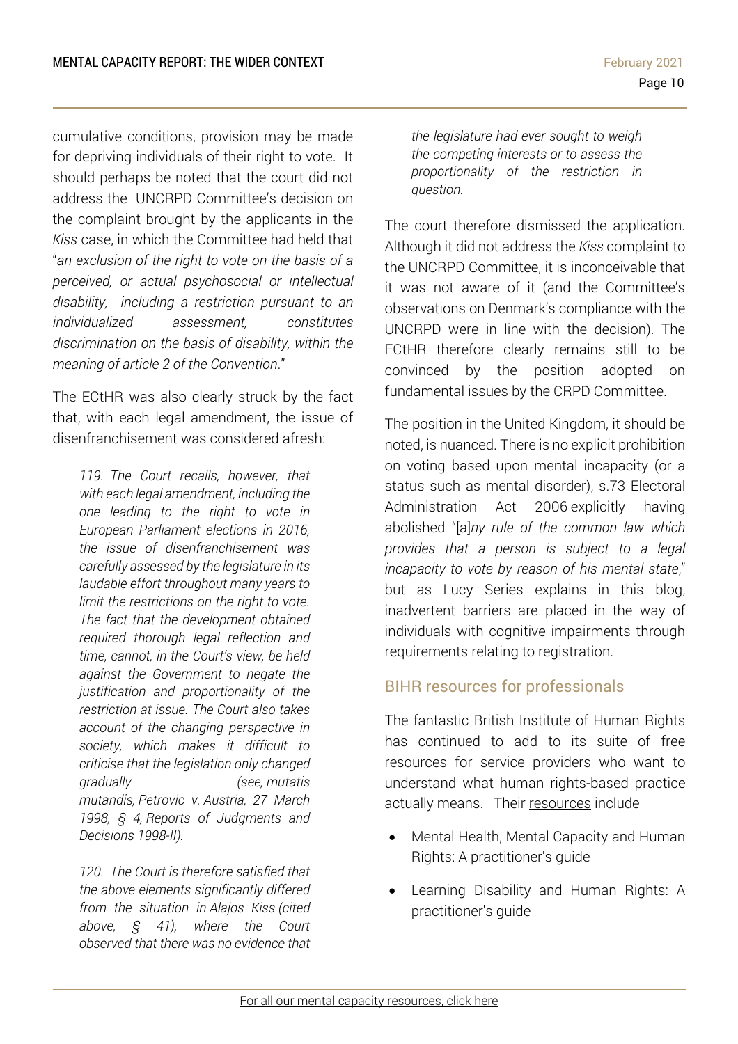cumulative conditions, provision may be made for depriving individuals of their right to vote. It should perhaps be noted that the court did not address the UNCRPD Committee's decision on the complaint brought by the applicants in the *Kiss* case, in which the Committee had held that "*an exclusion of the right to vote on the basis of a perceived, or actual psychosocial or intellectual disability, including a restriction pursuant to an individualized assessment, constitutes discrimination on the basis of disability, within the meaning of article 2 of the Convention*."

The ECtHR was also clearly struck by the fact that, with each legal amendment, the issue of disenfranchisement was considered afresh:

> *119. The Court recalls, however, that with each legal amendment, including the one leading to the right to vote in European Parliament elections in 2016, the issue of disenfranchisement was carefully assessed by the legislature in its laudable effort throughout many years to limit the restrictions on the right to vote. The fact that the development obtained required thorough legal reflection and time, cannot, in the Court's view, be held against the Government to negate the justification and proportionality of the restriction at issue. The Court also takes account of the changing perspective in society, which makes it difficult to criticise that the legislation only changed gradually (see, mutatis mutandis, Petrovic v. Austria, 27 March 1998, § 4, Reports of Judgments and Decisions 1998-II).*
>
> *120. The Court is therefore satisfied that the above elements significantly differed from the situation in Alajos Kiss (cited above, § 41), where the Court observed that there was no evidence that the legislature had ever sought to weigh the competing interests or to assess the proportionality of the restriction in question.*

The court therefore dismissed the application. Although it did not address the *Kiss* complaint to the UNCRPD Committee, it is inconceivable that it was not aware of it (and the Committee's observations on Denmark's compliance with the UNCRPD were in line with the decision). The ECtHR therefore clearly remains still to be convinced by the position adopted on fundamental issues by the CRPD Committee.

The position in the United Kingdom, it should be noted, is nuanced. There is no explicit prohibition on voting based upon mental incapacity (or a status such as mental disorder), s.73 Electoral Administration Act 2006 explicitly having abolished "[a]*ny rule of the common law which provides that a person is subject to a legal incapacity to vote by reason of his mental state*," but as Lucy Series explains in this blog, inadvertent barriers are placed in the way of individuals with cognitive impairments through requirements relating to registration.

## BIHR resources for professionals

The fantastic British Institute of Human Rights has continued to add to its suite of free resources for service providers who want to understand what human rights-based practice actually means. Their resources include

- Mental Health, Mental Capacity and Human Rights: A practitioner's guide
- Learning Disability and Human Rights: A practitioner's guide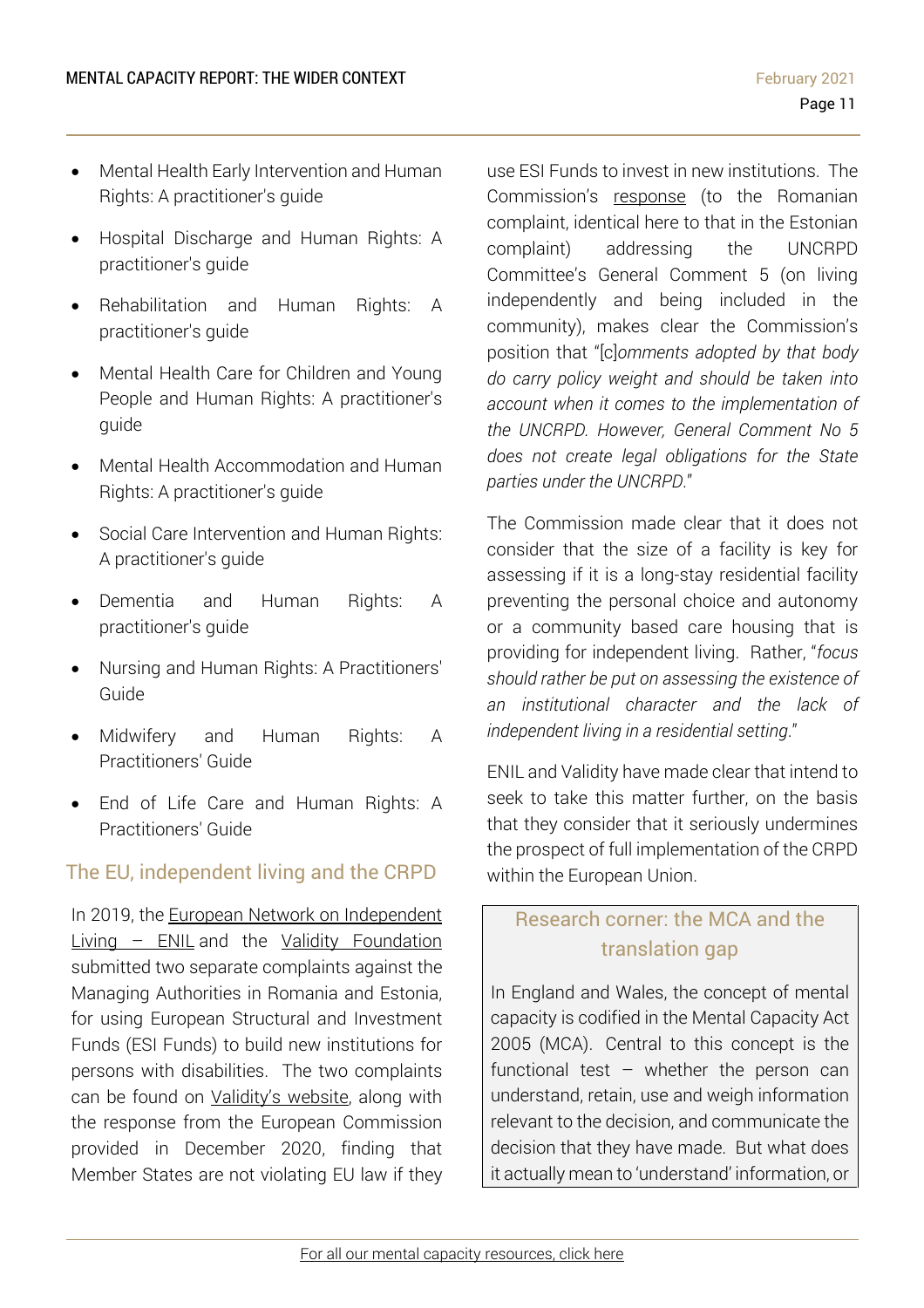- Mental Health Early Intervention and Human Rights: A practitioner's guide
- Hospital Discharge and Human Rights: A practitioner's guide
- Rehabilitation and Human Rights: A practitioner's guide
- Mental Health Care for Children and Young People and Human Rights: A practitioner's guide
- Mental Health Accommodation and Human Rights: A practitioner's guide
- Social Care Intervention and Human Rights: A practitioner's guide
- Dementia and Human Rights: A practitioner's guide
- Nursing and Human Rights: A Practitioners' Guide
- Midwifery and Human Rights: A Practitioners' Guide
- End of Life Care and Human Rights: A Practitioners' Guide

## The EU, independent living and the CRPD

In 2019, the European Network on Independent Living – ENIL and the Validity Foundation submitted two separate complaints against the Managing Authorities in Romania and Estonia, for using European Structural and Investment Funds (ESI Funds) to build new institutions for persons with disabilities. The two complaints can be found on Validity's website, along with the response from the European Commission provided in December 2020, finding that Member States are not violating EU law if they use ESI Funds to invest in new institutions. The Commission's response (to the Romanian complaint, identical here to that in the Estonian complaint) addressing the UNCRPD Committee's General Comment 5 (on living independently and being included in the community), makes clear the Commission's position that "[c]*omments adopted by that body do carry policy weight and should be taken into account when it comes to the implementation of the UNCRPD. However, General Comment No 5 does not create legal obligations for the State parties under the UNCRPD*."

The Commission made clear that it does not consider that the size of a facility is key for assessing if it is a long-stay residential facility preventing the personal choice and autonomy or a community based care housing that is providing for independent living. Rather, "*focus should rather be put on assessing the existence of an institutional character and the lack of independent living in a residential setting*."

ENIL and Validity have made clear that intend to seek to take this matter further, on the basis that they consider that it seriously undermines the prospect of full implementation of the CRPD within the European Union.

### Research corner: the MCA and the translation gap

In England and Wales, the concept of mental capacity is codified in the Mental Capacity Act 2005 (MCA). Central to this concept is the functional test – whether the person can understand, retain, use and weigh information relevant to the decision, and communicate the decision that they have made. But what does it actually mean to 'understand' information, or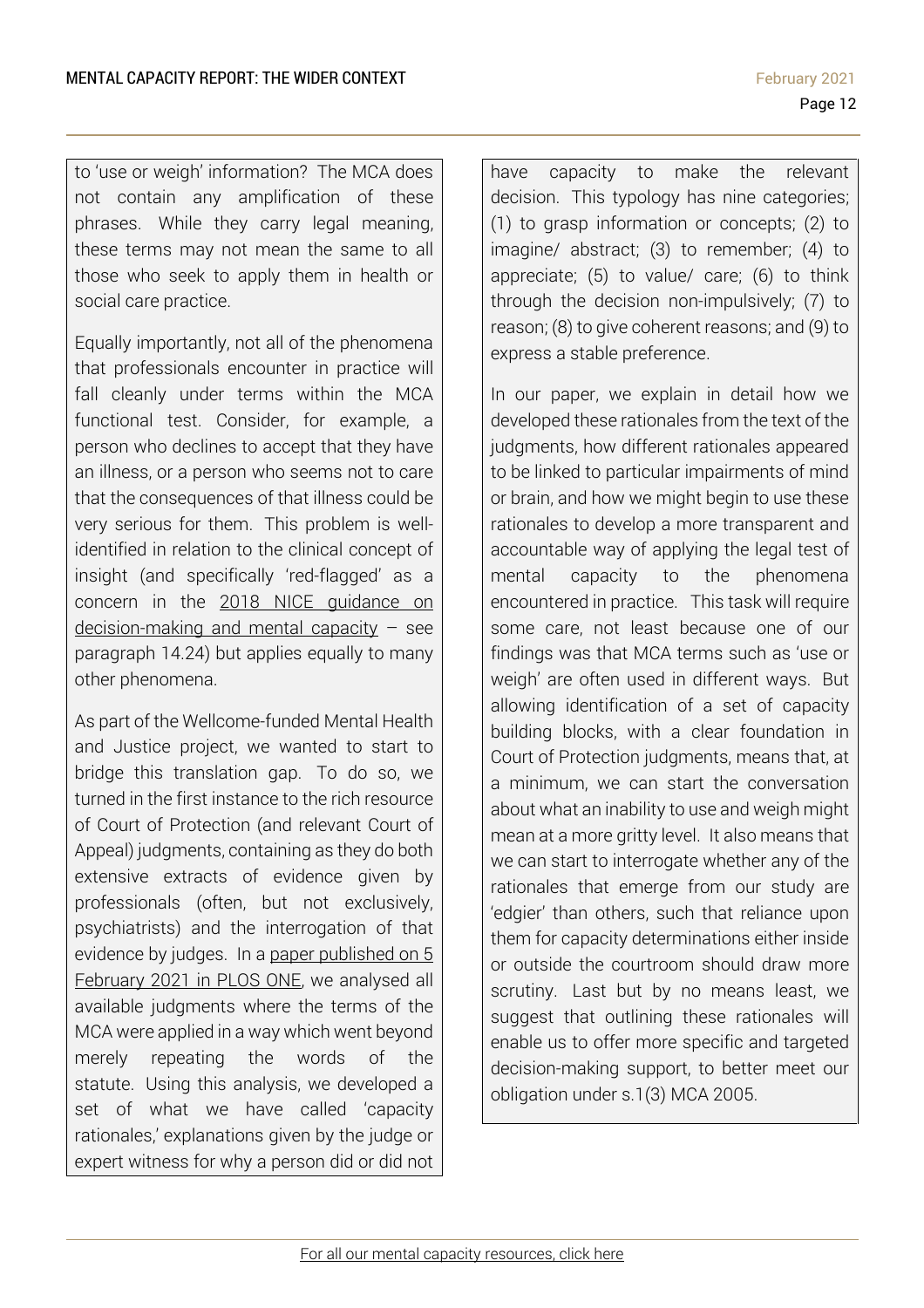to 'use or weigh' information? The MCA does not contain any amplification of these phrases. While they carry legal meaning, these terms may not mean the same to all those who seek to apply them in health or social care practice.

Equally importantly, not all of the phenomena that professionals encounter in practice will fall cleanly under terms within the MCA functional test. Consider, for example, a person who declines to accept that they have an illness, or a person who seems not to care that the consequences of that illness could be very serious for them. This problem is well-identified in relation to the clinical concept of insight (and specifically 'red-flagged' as a concern in the 2018 NICE guidance on decision-making and mental capacity – see paragraph 14.24) but applies equally to many other phenomena.

As part of the Wellcome-funded Mental Health and Justice project, we wanted to start to bridge this translation gap. To do so, we turned in the first instance to the rich resource of Court of Protection (and relevant Court of Appeal) judgments, containing as they do both extensive extracts of evidence given by professionals (often, but not exclusively, psychiatrists) and the interrogation of that evidence by judges. In a paper published on 5 February 2021 in PLOS ONE, we analysed all available judgments where the terms of the MCA were applied in a way which went beyond merely repeating the words of the statute. Using this analysis, we developed a set of what we have called 'capacity rationales,' explanations given by the judge or expert witness for why a person did or did not have capacity to make the relevant decision. This typology has nine categories; (1) to grasp information or concepts; (2) to imagine/ abstract; (3) to remember; (4) to appreciate; (5) to value/ care; (6) to think through the decision non-impulsively; (7) to reason; (8) to give coherent reasons; and (9) to express a stable preference.

In our paper, we explain in detail how we developed these rationales from the text of the judgments, how different rationales appeared to be linked to particular impairments of mind or brain, and how we might begin to use these rationales to develop a more transparent and accountable way of applying the legal test of mental capacity to the phenomena encountered in practice. This task will require some care, not least because one of our findings was that MCA terms such as 'use or weigh' are often used in different ways. But allowing identification of a set of capacity building blocks, with a clear foundation in Court of Protection judgments, means that, at a minimum, we can start the conversation about what an inability to use and weigh might mean at a more gritty level. It also means that we can start to interrogate whether any of the rationales that emerge from our study are 'edgier' than others, such that reliance upon them for capacity determinations either inside or outside the courtroom should draw more scrutiny. Last but by no means least, we suggest that outlining these rationales will enable us to offer more specific and targeted decision-making support, to better meet our obligation under s.1(3) MCA 2005.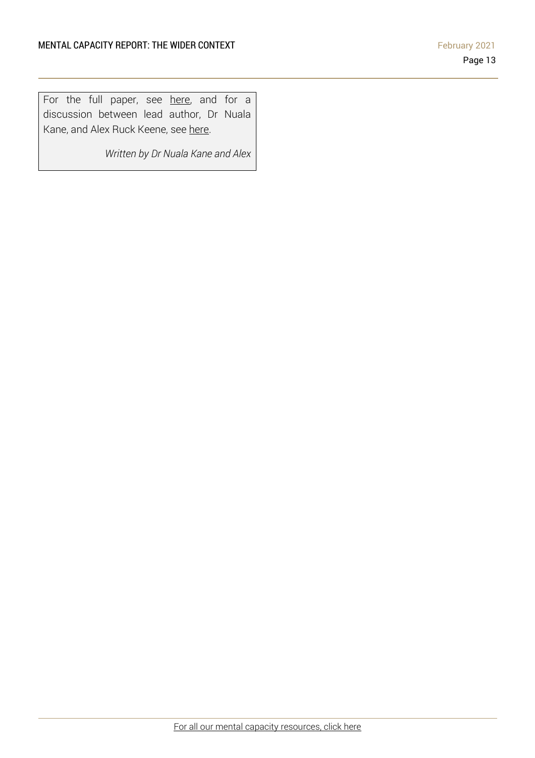For the full paper, see here, and for a discussion between lead author, Dr Nuala Kane, and Alex Ruck Keene, see here.

*Written by Dr Nuala Kane and Alex*

For all our mental capacity resources, click here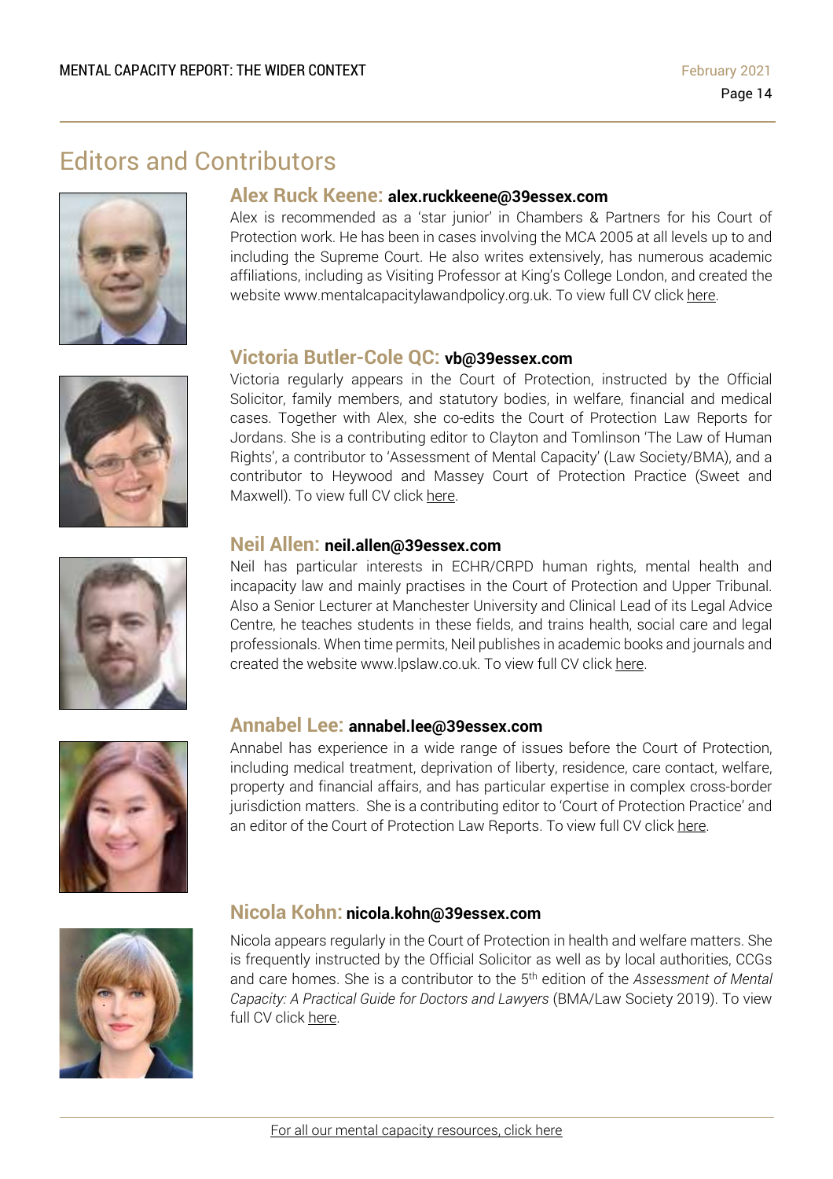# Editors and Contributors

## Alex Ruck Keene: **alex.ruckkeene@39essex.com**

Alex is recommended as a 'star junior' in Chambers & Partners for his Court of Protection work. He has been in cases involving the MCA 2005 at all levels up to and including the Supreme Court. He also writes extensively, has numerous academic affiliations, including as Visiting Professor at King's College London, and created the website www.mentalcapacitylawandpolicy.org.uk. To view full CV click here.

## Victoria Butler-Cole QC: **vb@39essex.com**

Victoria regularly appears in the Court of Protection, instructed by the Official Solicitor, family members, and statutory bodies, in welfare, financial and medical cases. Together with Alex, she co-edits the Court of Protection Law Reports for Jordans. She is a contributing editor to Clayton and Tomlinson 'The Law of Human Rights', a contributor to 'Assessment of Mental Capacity' (Law Society/BMA), and a contributor to Heywood and Massey Court of Protection Practice (Sweet and Maxwell). To view full CV click here.

## Neil Allen: **neil.allen@39essex.com**

Neil has particular interests in ECHR/CRPD human rights, mental health and incapacity law and mainly practises in the Court of Protection and Upper Tribunal. Also a Senior Lecturer at Manchester University and Clinical Lead of its Legal Advice Centre, he teaches students in these fields, and trains health, social care and legal professionals. When time permits, Neil publishes in academic books and journals and created the website www.lpslaw.co.uk. To view full CV click here.

## Annabel Lee: **annabel.lee@39essex.com**

Annabel has experience in a wide range of issues before the Court of Protection, including medical treatment, deprivation of liberty, residence, care contact, welfare, property and financial affairs, and has particular expertise in complex cross-border jurisdiction matters. She is a contributing editor to 'Court of Protection Practice' and an editor of the Court of Protection Law Reports. To view full CV click here.

## Nicola Kohn: **nicola.kohn@39essex.com**

Nicola appears regularly in the Court of Protection in health and welfare matters. She is frequently instructed by the Official Solicitor as well as by local authorities, CCGs and care homes. She is a contributor to the 5th edition of the *Assessment of Mental Capacity: A Practical Guide for Doctors and Lawyers* (BMA/Law Society 2019). To view full CV click here.

For all our mental capacity resources, click here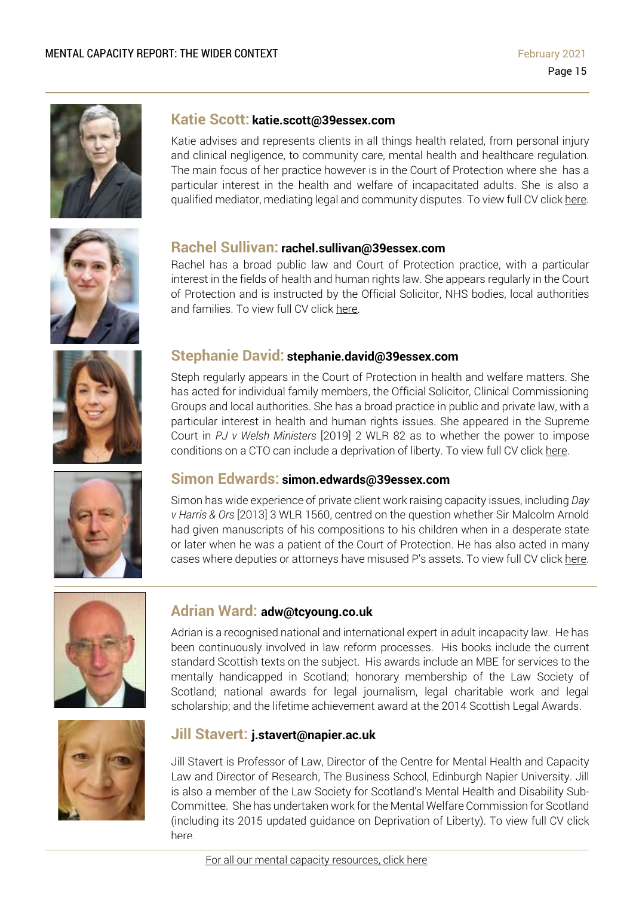## Katie Scott: **katie.scott@39essex.com**

Katie advises and represents clients in all things health related, from personal injury and clinical negligence, to community care, mental health and healthcare regulation. The main focus of her practice however is in the Court of Protection where she has a particular interest in the health and welfare of incapacitated adults. She is also a qualified mediator, mediating legal and community disputes. To view full CV click here.

## Rachel Sullivan: **rachel.sullivan@39essex.com**

Rachel has a broad public law and Court of Protection practice, with a particular interest in the fields of health and human rights law. She appears regularly in the Court of Protection and is instructed by the Official Solicitor, NHS bodies, local authorities and families. To view full CV click here.

## Stephanie David: **stephanie.david@39essex.com**

Steph regularly appears in the Court of Protection in health and welfare matters. She has acted for individual family members, the Official Solicitor, Clinical Commissioning Groups and local authorities. She has a broad practice in public and private law, with a particular interest in health and human rights issues. She appeared in the Supreme Court in *PJ v Welsh Ministers* [2019] 2 WLR 82 as to whether the power to impose conditions on a CTO can include a deprivation of liberty. To view full CV click here.

## Simon Edwards: **simon.edwards@39essex.com**

Simon has wide experience of private client work raising capacity issues, including *Day v Harris & Ors* [2013] 3 WLR 1560, centred on the question whether Sir Malcolm Arnold had given manuscripts of his compositions to his children when in a desperate state or later when he was a patient of the Court of Protection. He has also acted in many cases where deputies or attorneys have misused P's assets. To view full CV click here.

## Adrian Ward: **adw@tcyoung.co.uk**

Adrian is a recognised national and international expert in adult incapacity law. He has been continuously involved in law reform processes. His books include the current standard Scottish texts on the subject. His awards include an MBE for services to the mentally handicapped in Scotland; honorary membership of the Law Society of Scotland; national awards for legal journalism, legal charitable work and legal scholarship; and the lifetime achievement award at the 2014 Scottish Legal Awards.

## Jill Stavert: **j.stavert@napier.ac.uk**

Jill Stavert is Professor of Law, Director of the Centre for Mental Health and Capacity Law and Director of Research, The Business School, Edinburgh Napier University. Jill is also a member of the Law Society for Scotland's Mental Health and Disability Sub-Committee. She has undertaken work for the Mental Welfare Commission for Scotland (including its 2015 updated guidance on Deprivation of Liberty). To view full CV click here.

For all our mental capacity resources, click here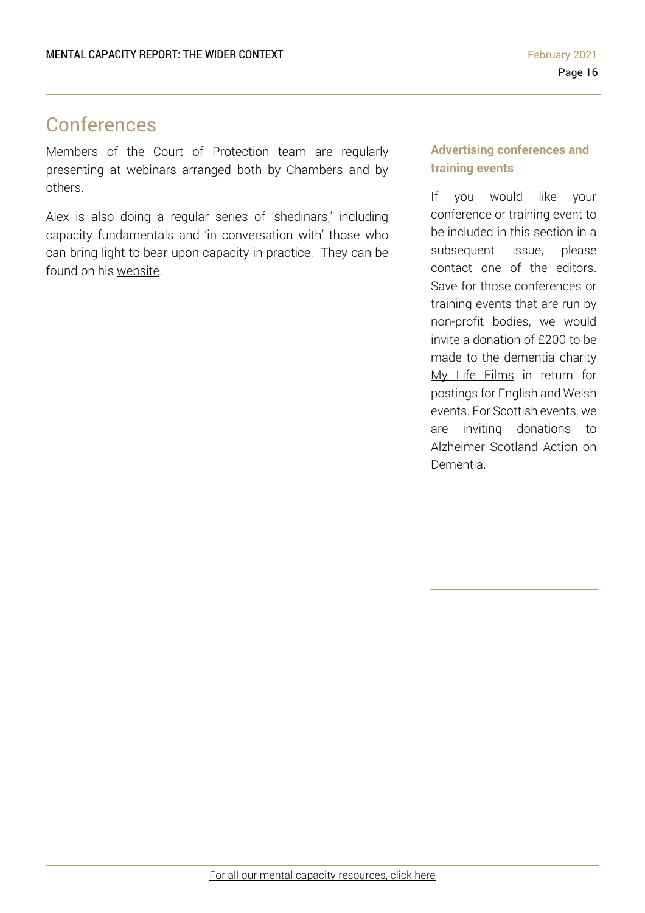# Conferences

Members of the Court of Protection team are regularly presenting at webinars arranged both by Chambers and by others.

Alex is also doing a regular series of 'shedinars,' including capacity fundamentals and 'in conversation with' those who can bring light to bear upon capacity in practice. They can be found on his website.

### Advertising conferences and training events

If you would like your conference or training event to be included in this section in a subsequent issue, please contact one of the editors. Save for those conferences or training events that are run by non-profit bodies, we would invite a donation of £200 to be made to the dementia charity My Life Films in return for postings for English and Welsh events. For Scottish events, we are inviting donations to Alzheimer Scotland Action on Dementia.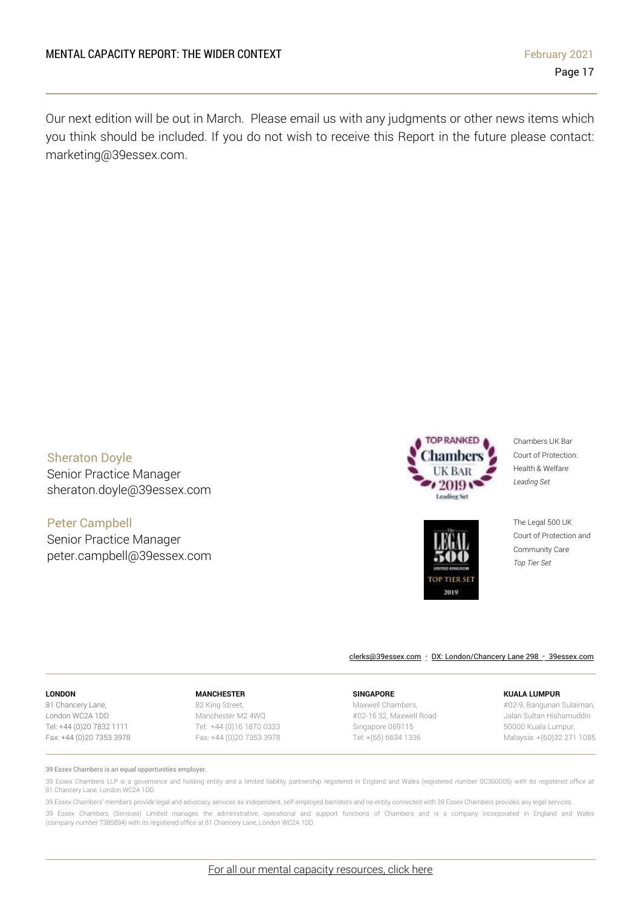Our next edition will be out in March. Please email us with any judgments or other news items which you think should be included. If you do not wish to receive this Report in the future please contact: marketing@39essex.com.

Sheraton Doyle
Senior Practice Manager
sheraton.doyle@39essex.com

Peter Campbell
Senior Practice Manager
peter.campbell@39essex.com

Chambers UK Bar
Court of Protection:
Health & Welfare
*Leading Set*

The Legal 500 UK
Court of Protection and
Community Care
*Top Tier Set*

clerks@39essex.com • DX: London/Chancery Lane 298 • 39essex.com

**LONDON**
81 Chancery Lane,
London WC2A 1DD
Tel: +44 (0)20 7832 1111
Fax: +44 (0)20 7353 3978

**MANCHESTER**
82 King Street,
Manchester M2 4WQ
Tel: +44 (0)16 1870 0333
Fax: +44 (0)20 7353 3978

**SINGAPORE**
Maxwell Chambers,
#02-16 32, Maxwell Road
Singapore 069115
Tel: +(65) 6634 1336

**KUALA LUMPUR**
#02-9, Bangunan Sulaiman,
Jalan Sultan Hishamuddin
50000 Kuala Lumpur,
Malaysia: +(60)32 271 1085

39 Essex Chambers is an equal opportunities employer.

39 Essex Chambers LLP is a governance and holding entity and a limited liability partnership registered in England and Wales (registered number 0C360005) with its registered office at 81 Chancery Lane, London WC2A 1DD.

39 Essex Chambers' members provide legal and advocacy services as independent, self-employed barristers and no entity connected with 39 Essex Chambers provides any legal services.

39 Essex Chambers (Services) Limited manages the administrative, operational and support functions of Chambers and is a company incorporated in England and Wales (company number 7385894) with its registered office at 81 Chancery Lane, London WC2A 1DD.

For all our mental capacity resources, click here